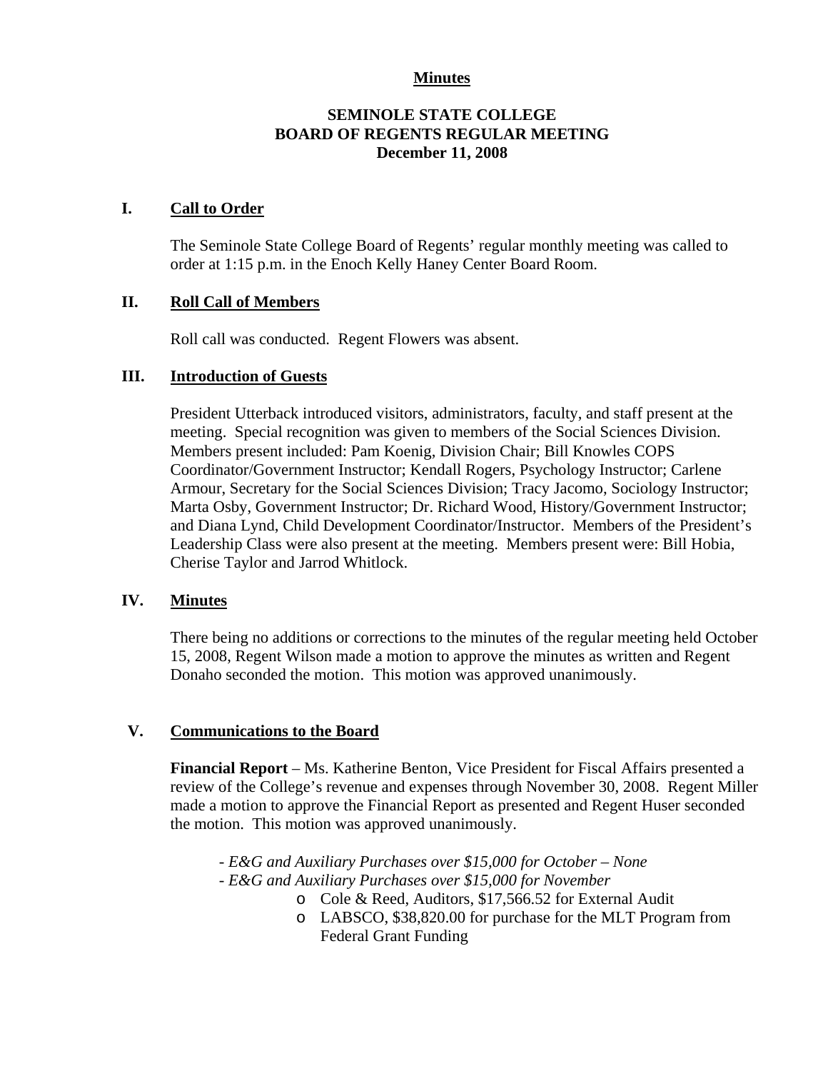**Minutes**

**SEMINOLE STATE COLLEGE**
**BOARD OF REGENTS REGULAR MEETING**
**December 11, 2008**

## I. Call to Order

The Seminole State College Board of Regents' regular monthly meeting was called to order at 1:15 p.m. in the Enoch Kelly Haney Center Board Room.

## II. Roll Call of Members

Roll call was conducted. Regent Flowers was absent.

## III. Introduction of Guests

President Utterback introduced visitors, administrators, faculty, and staff present at the meeting. Special recognition was given to members of the Social Sciences Division. Members present included: Pam Koenig, Division Chair; Bill Knowles COPS Coordinator/Government Instructor; Kendall Rogers, Psychology Instructor; Carlene Armour, Secretary for the Social Sciences Division; Tracy Jacomo, Sociology Instructor; Marta Osby, Government Instructor; Dr. Richard Wood, History/Government Instructor; and Diana Lynd, Child Development Coordinator/Instructor. Members of the President's Leadership Class were also present at the meeting. Members present were: Bill Hobia, Cherise Taylor and Jarrod Whitlock.

## IV. Minutes

There being no additions or corrections to the minutes of the regular meeting held October 15, 2008, Regent Wilson made a motion to approve the minutes as written and Regent Donaho seconded the motion. This motion was approved unanimously.

## V. Communications to the Board

**Financial Report** – Ms. Katherine Benton, Vice President for Fiscal Affairs presented a review of the College's revenue and expenses through November 30, 2008. Regent Miller made a motion to approve the Financial Report as presented and Regent Huser seconded the motion. This motion was approved unanimously.

- *E&G and Auxiliary Purchases over $15,000 for October – None*
- *E&G and Auxiliary Purchases over $15,000 for November*
  - Cole & Reed, Auditors, $17,566.52 for External Audit
  - LABSCO, $38,820.00 for purchase for the MLT Program from Federal Grant Funding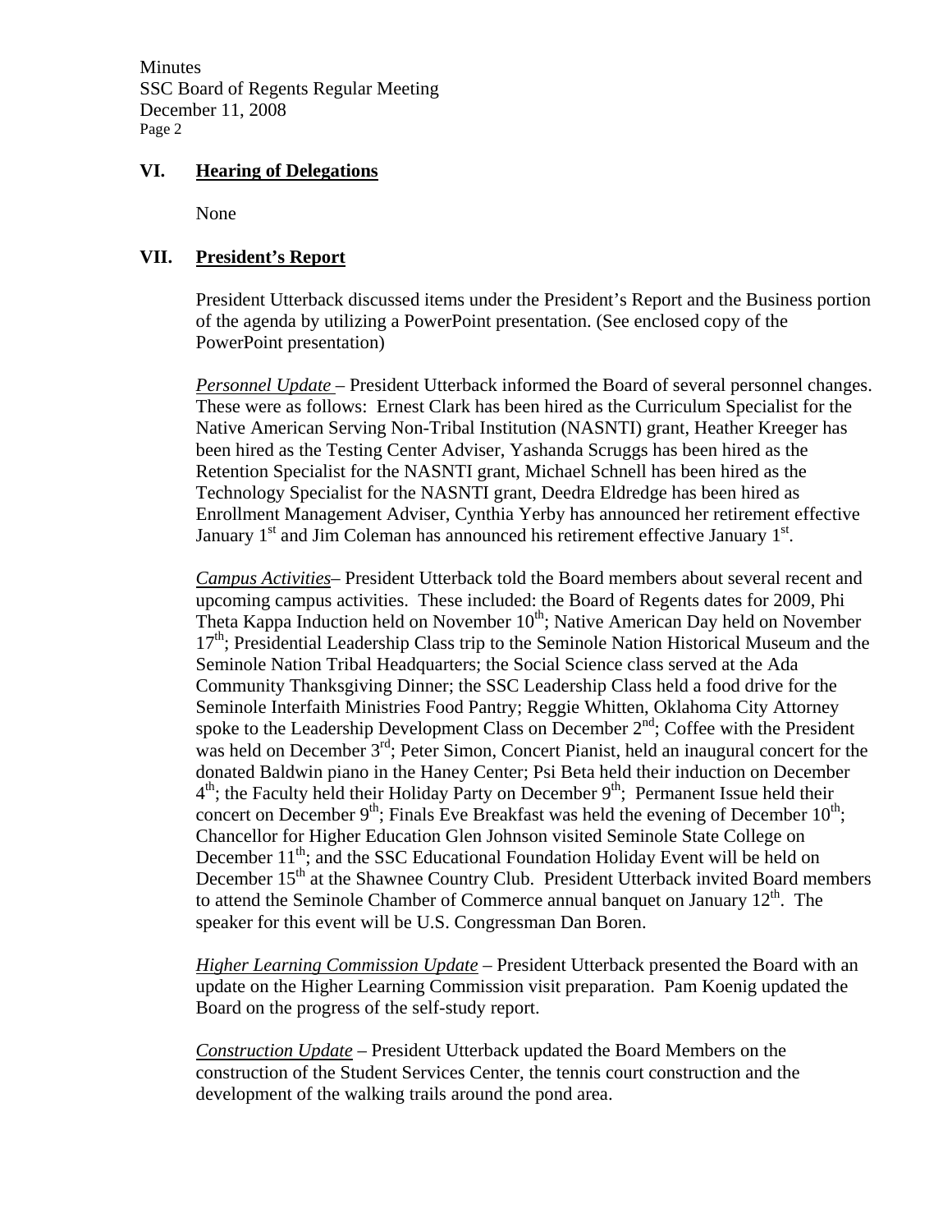## VI. Hearing of Delegations

None

## VII. President's Report

President Utterback discussed items under the President's Report and the Business portion of the agenda by utilizing a PowerPoint presentation. (See enclosed copy of the PowerPoint presentation)

*Personnel Update* – President Utterback informed the Board of several personnel changes. These were as follows: Ernest Clark has been hired as the Curriculum Specialist for the Native American Serving Non-Tribal Institution (NASNTI) grant, Heather Kreeger has been hired as the Testing Center Adviser, Yashanda Scruggs has been hired as the Retention Specialist for the NASNTI grant, Michael Schnell has been hired as the Technology Specialist for the NASNTI grant, Deedra Eldredge has been hired as Enrollment Management Adviser, Cynthia Yerby has announced her retirement effective January 1st and Jim Coleman has announced his retirement effective January 1st.

*Campus Activities*– President Utterback told the Board members about several recent and upcoming campus activities. These included: the Board of Regents dates for 2009, Phi Theta Kappa Induction held on November 10th; Native American Day held on November 17th; Presidential Leadership Class trip to the Seminole Nation Historical Museum and the Seminole Nation Tribal Headquarters; the Social Science class served at the Ada Community Thanksgiving Dinner; the SSC Leadership Class held a food drive for the Seminole Interfaith Ministries Food Pantry; Reggie Whitten, Oklahoma City Attorney spoke to the Leadership Development Class on December 2nd; Coffee with the President was held on December 3rd; Peter Simon, Concert Pianist, held an inaugural concert for the donated Baldwin piano in the Haney Center; Psi Beta held their induction on December 4th; the Faculty held their Holiday Party on December 9th; Permanent Issue held their concert on December 9th; Finals Eve Breakfast was held the evening of December 10th; Chancellor for Higher Education Glen Johnson visited Seminole State College on December 11th; and the SSC Educational Foundation Holiday Event will be held on December 15th at the Shawnee Country Club. President Utterback invited Board members to attend the Seminole Chamber of Commerce annual banquet on January 12th. The speaker for this event will be U.S. Congressman Dan Boren.

*Higher Learning Commission Update* – President Utterback presented the Board with an update on the Higher Learning Commission visit preparation. Pam Koenig updated the Board on the progress of the self-study report.

*Construction Update* – President Utterback updated the Board Members on the construction of the Student Services Center, the tennis court construction and the development of the walking trails around the pond area.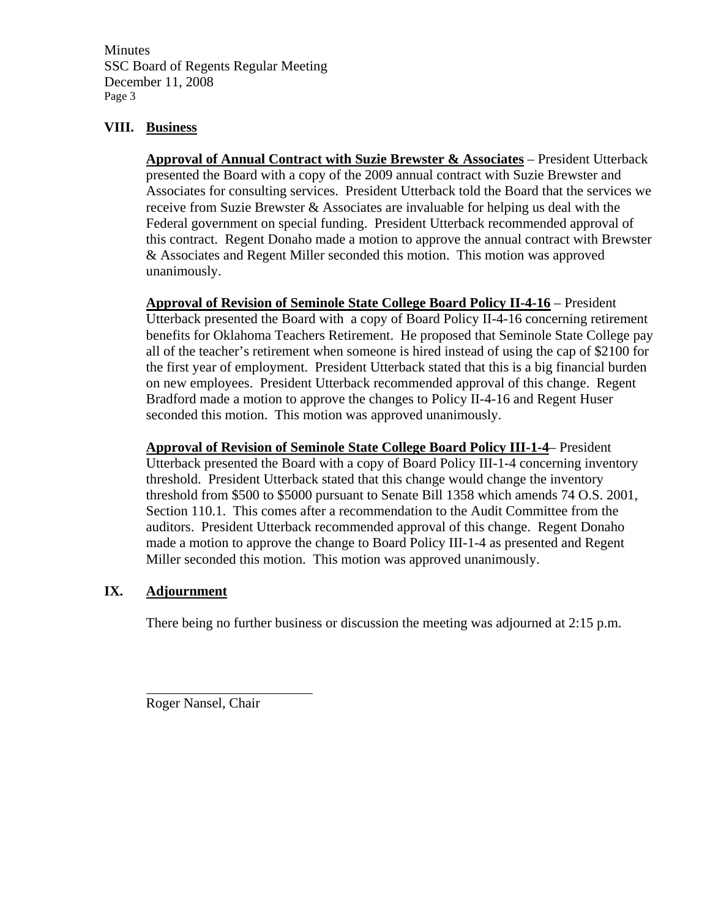## VIII. Business

**Approval of Annual Contract with Suzie Brewster & Associates** – President Utterback presented the Board with a copy of the 2009 annual contract with Suzie Brewster and Associates for consulting services. President Utterback told the Board that the services we receive from Suzie Brewster & Associates are invaluable for helping us deal with the Federal government on special funding. President Utterback recommended approval of this contract. Regent Donaho made a motion to approve the annual contract with Brewster & Associates and Regent Miller seconded this motion. This motion was approved unanimously.

**Approval of Revision of Seminole State College Board Policy II-4-16** – President Utterback presented the Board with a copy of Board Policy II-4-16 concerning retirement benefits for Oklahoma Teachers Retirement. He proposed that Seminole State College pay all of the teacher's retirement when someone is hired instead of using the cap of $2100 for the first year of employment. President Utterback stated that this is a big financial burden on new employees. President Utterback recommended approval of this change. Regent Bradford made a motion to approve the changes to Policy II-4-16 and Regent Huser seconded this motion. This motion was approved unanimously.

**Approval of Revision of Seminole State College Board Policy III-1-4**– President Utterback presented the Board with a copy of Board Policy III-1-4 concerning inventory threshold. President Utterback stated that this change would change the inventory threshold from $500 to $5000 pursuant to Senate Bill 1358 which amends 74 O.S. 2001, Section 110.1. This comes after a recommendation to the Audit Committee from the auditors. President Utterback recommended approval of this change. Regent Donaho made a motion to approve the change to Board Policy III-1-4 as presented and Regent Miller seconded this motion. This motion was approved unanimously.

## IX. Adjournment

There being no further business or discussion the meeting was adjourned at 2:15 p.m.

______________________________

Roger Nansel, Chair